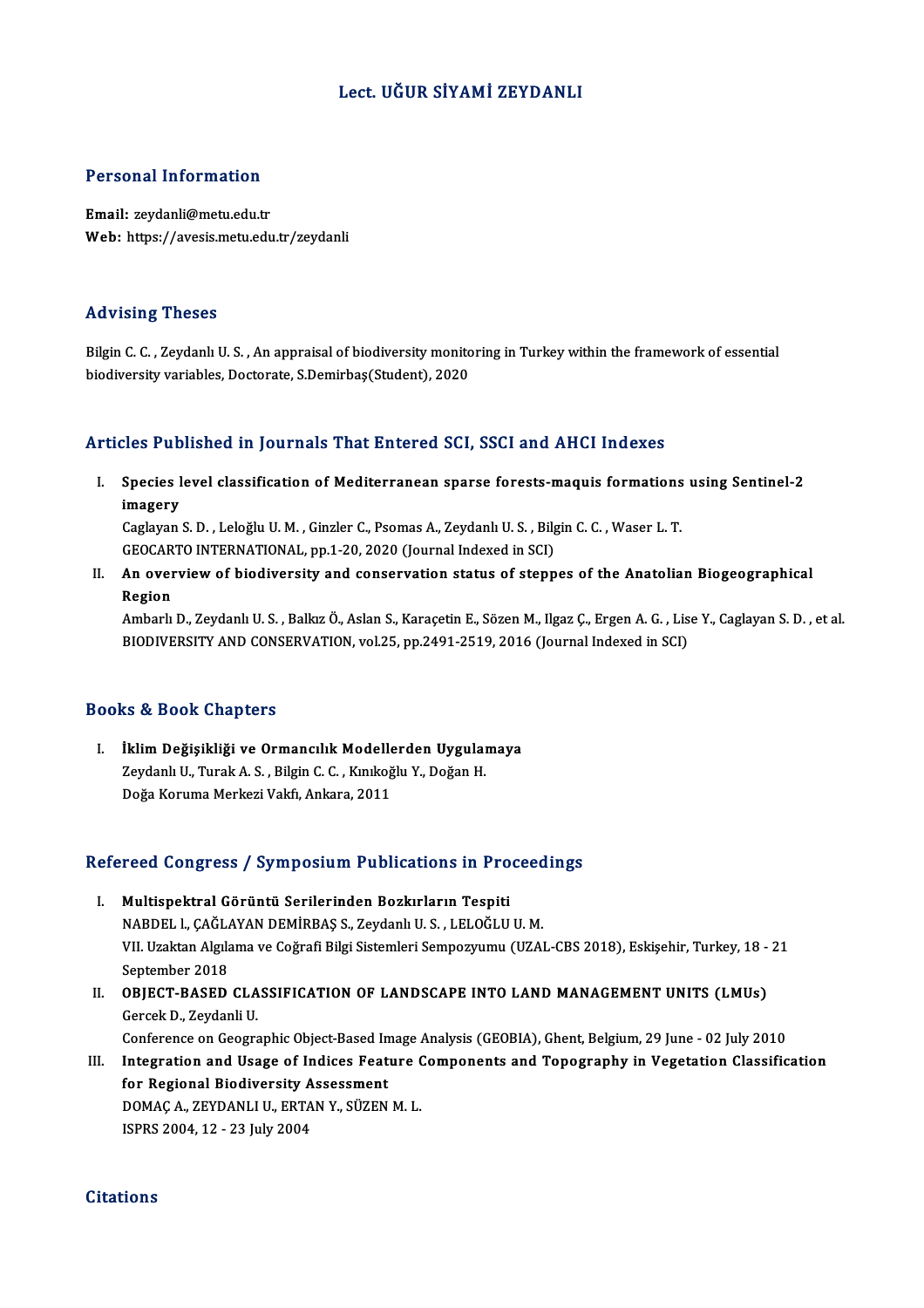# Lect. UĞUR SİYAMİ ZEYDANLI

## Personal Information

**Email:** zeydanli@metu.edu.tr
**Web:** https://avesis.metu.edu.tr/zeydanli

## Advising Theses

Bilgin C. C. , Zeydanlı U. S. , An appraisal of biodiversity monitoring in Turkey within the framework of essential biodiversity variables, Doctorate, S.Demirbaş(Student), 2020

## Articles Published in Journals That Entered SCI, SSCI and AHCI Indexes

I. **Species level classification of Mediterranean sparse forests-maquis formations using Sentinel-2 imagery**
Caglayan S. D. , Leloğlu U. M. , Ginzler C., Psomas A., Zeydanlı U. S. , Bilgin C. C. , Waser L. T.
GEOCARTO INTERNATIONAL, pp.1-20, 2020 (Journal Indexed in SCI)

II. **An overview of biodiversity and conservation status of steppes of the Anatolian Biogeographical Region**
Ambarlı D., Zeydanlı U. S. , Balkız Ö., Aslan S., Karaçetin E., Sözen M., Ilgaz Ç., Ergen A. G. , Lise Y., Caglayan S. D. , et al.
BIODIVERSITY AND CONSERVATION, vol.25, pp.2491-2519, 2016 (Journal Indexed in SCI)

## Books & Book Chapters

I. **İklim Değişikliği ve Ormancılık Modellerden Uygulamaya**
Zeydanlı U., Turak A. S. , Bilgin C. C. , Kınıkoğlu Y., Doğan H.
Doğa Koruma Merkezi Vakfı, Ankara, 2011

## Refereed Congress / Symposium Publications in Proceedings

I. **Multispektral Görüntü Serilerinden Bozkırların Tespiti**
NABDEL I., ÇAĞLAYAN DEMİRBAŞ S., Zeydanlı U. S. , LELOĞLU U. M.
VII. Uzaktan Algılama ve Coğrafi Bilgi Sistemleri Sempozyumu (UZAL-CBS 2018), Eskişehir, Turkey, 18 - 21 September 2018

II. **OBJECT-BASED CLASSIFICATION OF LANDSCAPE INTO LAND MANAGEMENT UNITS (LMUs)**
Gercek D., Zeydanli U.
Conference on Geographic Object-Based Image Analysis (GEOBIA), Ghent, Belgium, 29 June - 02 July 2010

III. **Integration and Usage of Indices Feature Components and Topography in Vegetation Classification for Regional Biodiversity Assessment**
DOMAÇ A., ZEYDANLI U., ERTAN Y., SÜZEN M. L.
ISPRS 2004, 12 - 23 July 2004

## Citations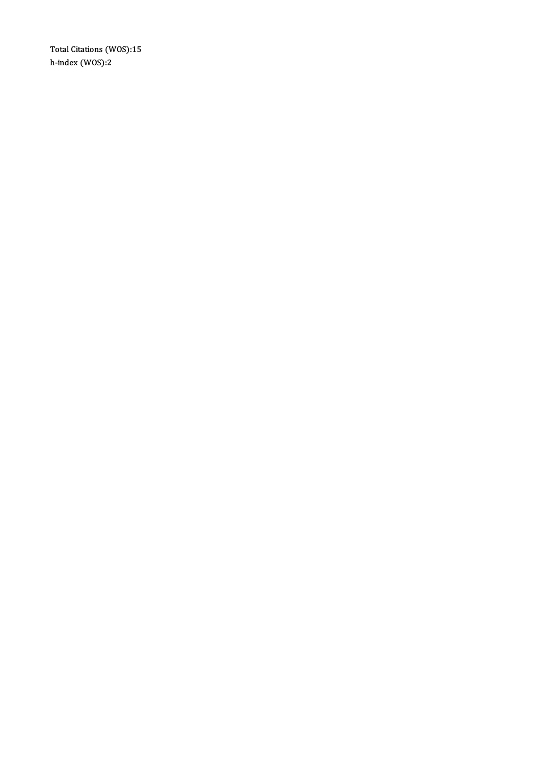Total Citations (WOS):15
h-index (WOS):2